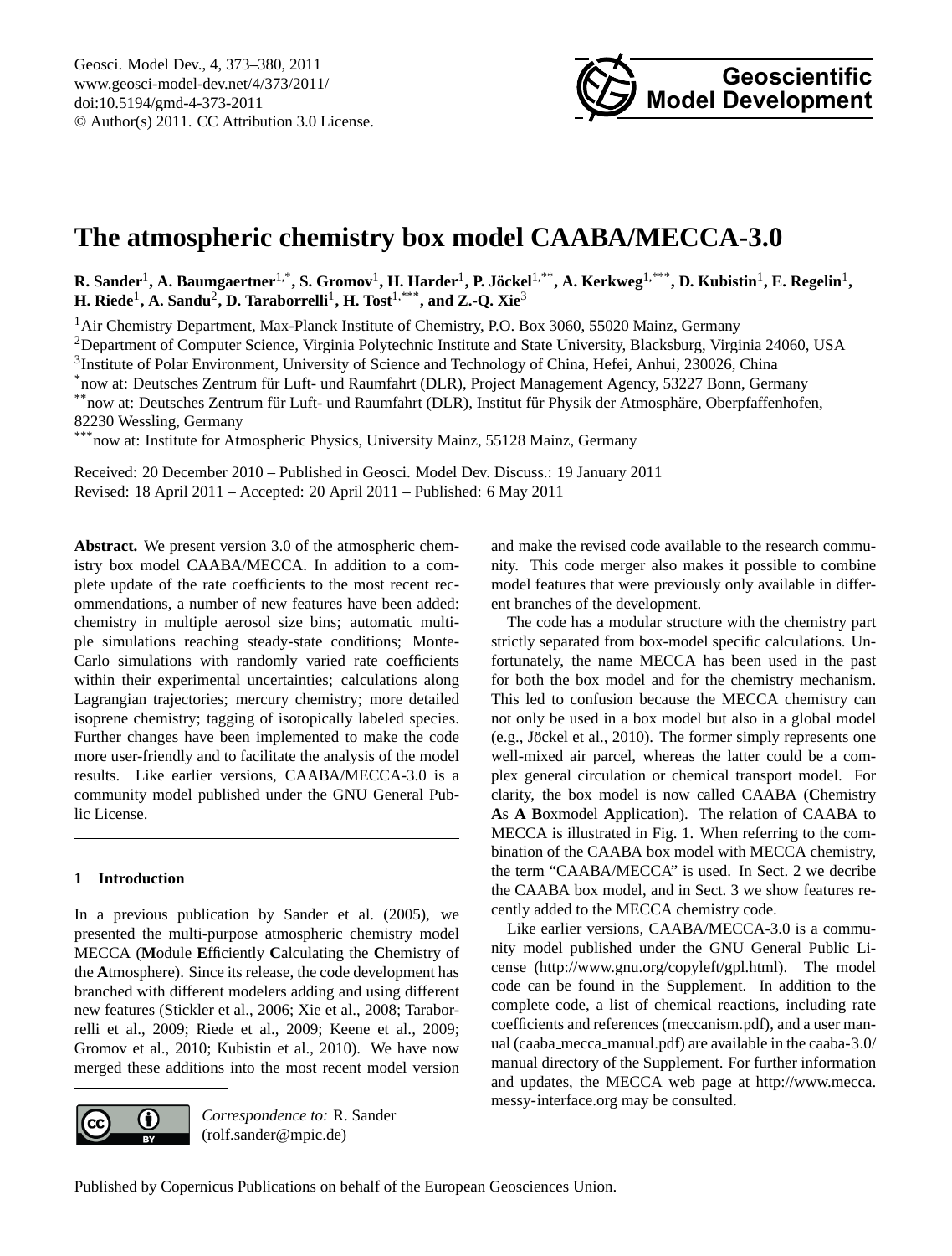# The atmospheric chemistry box model CAABA/MECCA-3.0

**R. Sander**[1], **A. Baumgaertner**[1,*], **S. Gromov**[1], **H. Harder**[1], **P. Jöckel**[1,**], **A. Kerkweg**[1,***], **D. Kubistin**[1], **E. Regelin**[1], **H. Riede**[1], **A. Sandu**[2], **D. Taraborrelli**[1], **H. Tost**[1,***], **and Z.-Q. Xie**[3]

[1] Air Chemistry Department, Max-Planck Institute of Chemistry, P.O. Box 3060, 55020 Mainz, Germany
[2] Department of Computer Science, Virginia Polytechnic Institute and State University, Blacksburg, Virginia 24060, USA
[3] Institute of Polar Environment, University of Science and Technology of China, Hefei, Anhui, 230026, China
[*] now at: Deutsches Zentrum für Luft- und Raumfahrt (DLR), Project Management Agency, 53227 Bonn, Germany
[**] now at: Deutsches Zentrum für Luft- und Raumfahrt (DLR), Institut für Physik der Atmosphäre, Oberpfaffenhofen, 82230 Wessling, Germany
[***] now at: Institute for Atmospheric Physics, University Mainz, 55128 Mainz, Germany

Received: 20 December 2010 – Published in Geosci. Model Dev. Discuss.: 19 January 2011
Revised: 18 April 2011 – Accepted: 20 April 2011 – Published: 6 May 2011

**Abstract.** We present version 3.0 of the atmospheric chemistry box model CAABA/MECCA. In addition to a complete update of the rate coefficients to the most recent recommendations, a number of new features have been added: chemistry in multiple aerosol size bins; automatic multiple simulations reaching steady-state conditions; Monte-Carlo simulations with randomly varied rate coefficients within their experimental uncertainties; calculations along Lagrangian trajectories; mercury chemistry; more detailed isoprene chemistry; tagging of isotopically labeled species. Further changes have been implemented to make the code more user-friendly and to facilitate the analysis of the model results. Like earlier versions, CAABA/MECCA-3.0 is a community model published under the GNU General Public License.

## 1 Introduction

In a previous publication by Sander et al. (2005), we presented the multi-purpose atmospheric chemistry model MECCA (**M**odule **E**fficiently **C**alculating the **C**hemistry of the **A**tmosphere). Since its release, the code development has branched with different modelers adding and using different new features (Stickler et al., 2006; Xie et al., 2008; Taraborrelli et al., 2009; Riede et al., 2009; Keene et al., 2009; Gromov et al., 2010; Kubistin et al., 2010). We have now merged these additions into the most recent model version and make the revised code available to the research community. This code merger also makes it possible to combine model features that were previously only available in different branches of the development.

The code has a modular structure with the chemistry part strictly separated from box-model specific calculations. Unfortunately, the name MECCA has been used in the past for both the box model and for the chemistry mechanism. This led to confusion because the MECCA chemistry can not only be used in a box model but also in a global model (e.g., Jöckel et al., 2010). The former simply represents one well-mixed air parcel, whereas the latter could be a complex general circulation or chemical transport model. For clarity, the box model is now called CAABA (**C**hemistry **A**s **A** **B**oxmodel **A**pplication). The relation of CAABA to MECCA is illustrated in Fig. 1. When referring to the combination of the CAABA box model with MECCA chemistry, the term "CAABA/MECCA" is used. In Sect. 2 we decribe the CAABA box model, and in Sect. 3 we show features recently added to the MECCA chemistry code.

Like earlier versions, CAABA/MECCA-3.0 is a community model published under the GNU General Public License (http://www.gnu.org/copyleft/gpl.html). The model code can be found in the Supplement. In addition to the complete code, a list of chemical reactions, including rate coefficients and references (meccanism.pdf), and a user manual (caaba_mecca_manual.pdf) are available in the caaba-3.0/manual directory of the Supplement. For further information and updates, the MECCA web page at http://www.mecca.messy-interface.org may be consulted.

*Correspondence to:* R. Sander (rolf.sander@mpic.de)

Published by Copernicus Publications on behalf of the European Geosciences Union.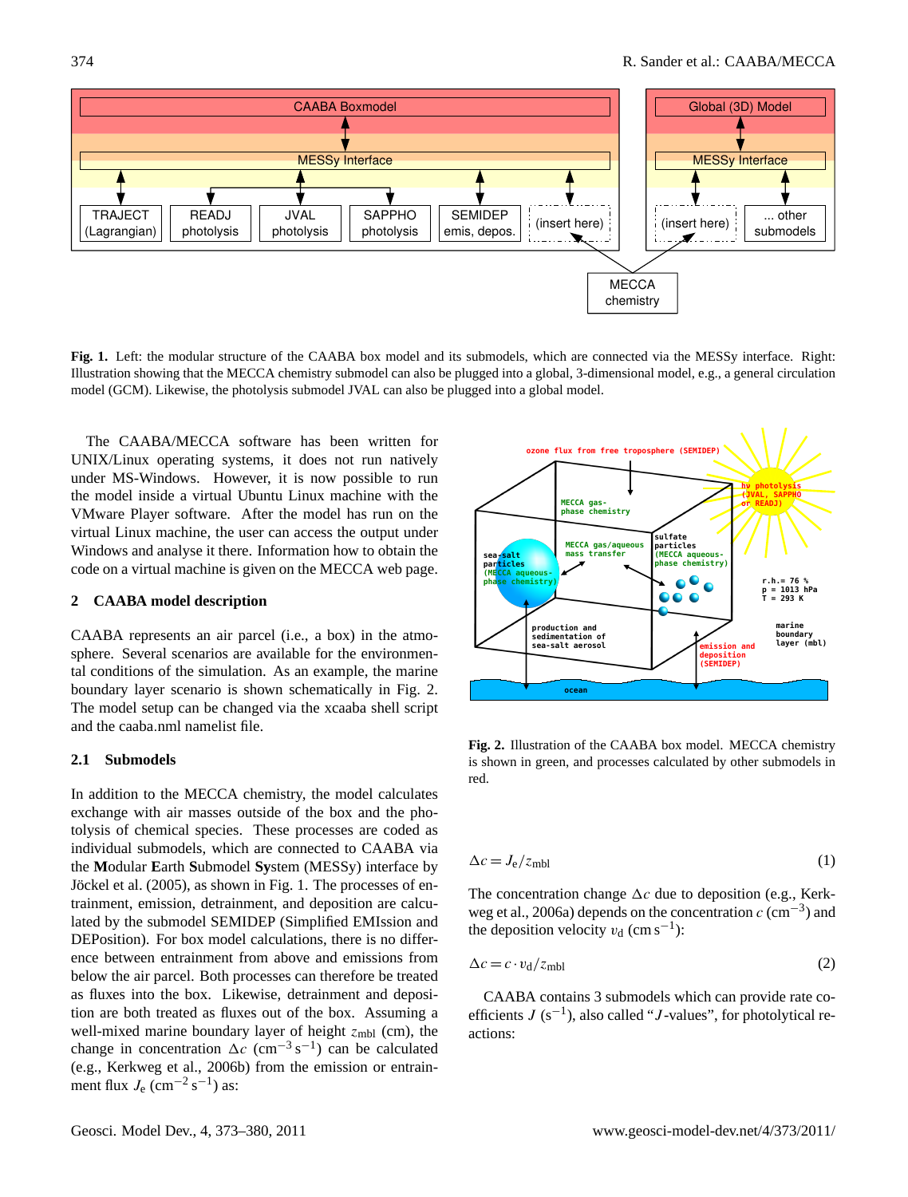Fig. 1. Left: the modular structure of the CAABA box model and its submodels, which are connected via the MESSy interface. Right: Illustration showing that the MECCA chemistry submodel can also be plugged into a global, 3-dimensional model, e.g., a general circulation model (GCM). Likewise, the photolysis submodel JVAL can also be plugged into a global model.

The CAABA/MECCA software has been written for UNIX/Linux operating systems, it does not run natively under MS-Windows. However, it is now possible to run the model inside a virtual Ubuntu Linux machine with the VMware Player software. After the model has run on the virtual Linux machine, the user can access the output under Windows and analyse it there. Information how to obtain the code on a virtual machine is given on the MECCA web page.

## 2 CAABA model description

CAABA represents an air parcel (i.e., a box) in the atmosphere. Several scenarios are available for the environmental conditions of the simulation. As an example, the marine boundary layer scenario is shown schematically in Fig. 2. The model setup can be changed via the xcaaba shell script and the caaba.nml namelist file.

### 2.1 Submodels

In addition to the MECCA chemistry, the model calculates exchange with air masses outside of the box and the photolysis of chemical species. These processes are coded as individual submodels, which are connected to CAABA via the **M**odular **E**arth **S**ubmodel **Sy**stem (MESSy) interface by Jöckel et al. (2005), as shown in Fig. 1. The processes of entrainment, emission, detrainment, and deposition are calculated by the submodel SEMIDEP (Simplified EMIssion and DEPosition). For box model calculations, there is no difference between entrainment from above and emissions from below the air parcel. Both processes can therefore be treated as fluxes into the box. Likewise, detrainment and deposition are both treated as fluxes out of the box. Assuming a well-mixed marine boundary layer of height $z_{\text{mbl}}$ (cm), the change in concentration $\Delta c$ ($\text{cm}^{-3}\,\text{s}^{-1}$) can be calculated (e.g., Kerkweg et al., 2006b) from the emission or entrainment flux $J_\text{e}$ ($\text{cm}^{-2}\,\text{s}^{-1}$) as:

Fig. 2. Illustration of the CAABA box model. MECCA chemistry is shown in green, and processes calculated by other submodels in red.

$$\Delta c = J_\text{e}/z_{\text{mbl}} \tag{1}$$

The concentration change $\Delta c$ due to deposition (e.g., Kerkweg et al., 2006a) depends on the concentration $c$ ($\text{cm}^{-3}$) and the deposition velocity $v_\text{d}$ ($\text{cm}\,\text{s}^{-1}$):

$$\Delta c = c \cdot v_\text{d}/z_{\text{mbl}} \tag{2}$$

CAABA contains 3 submodels which can provide rate coefficients $J$ ($\text{s}^{-1}$), also called "$J$-values", for photolytical reactions: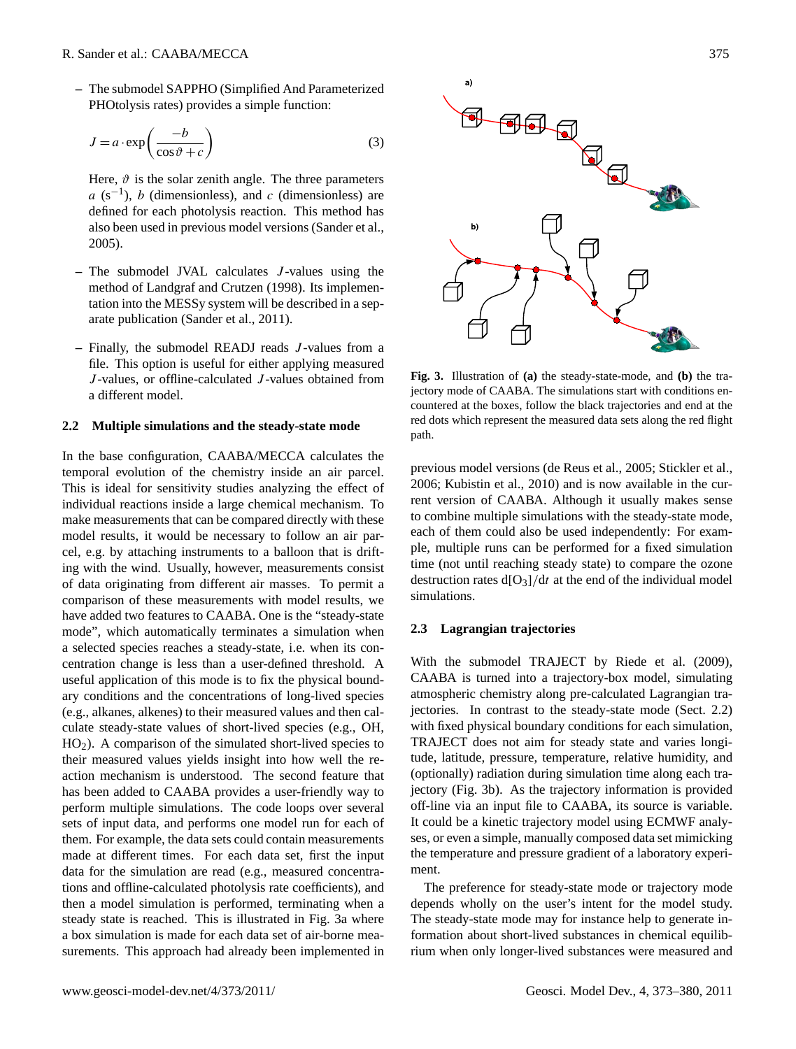– The submodel SAPPHO (Simplified And Parameterized PHOtolysis rates) provides a simple function:

$$J = a \cdot \exp\left(\frac{-b}{\cos\vartheta + c}\right) \tag{3}$$

Here, $\vartheta$ is the solar zenith angle. The three parameters $a$ ($s^{-1}$), $b$ (dimensionless), and $c$ (dimensionless) are defined for each photolysis reaction. This method has also been used in previous model versions (Sander et al., 2005).

– The submodel JVAL calculates $J$-values using the method of Landgraf and Crutzen (1998). Its implementation into the MESSy system will be described in a separate publication (Sander et al., 2011).

– Finally, the submodel READJ reads $J$-values from a file. This option is useful for either applying measured $J$-values, or offline-calculated $J$-values obtained from a different model.

### 2.2 Multiple simulations and the steady-state mode

In the base configuration, CAABA/MECCA calculates the temporal evolution of the chemistry inside an air parcel. This is ideal for sensitivity studies analyzing the effect of individual reactions inside a large chemical mechanism. To make measurements that can be compared directly with these model results, it would be necessary to follow an air parcel, e.g. by attaching instruments to a balloon that is drifting with the wind. Usually, however, measurements consist of data originating from different air masses. To permit a comparison of these measurements with model results, we have added two features to CAABA. One is the "steady-state mode", which automatically terminates a simulation when a selected species reaches a steady-state, i.e. when its concentration change is less than a user-defined threshold. A useful application of this mode is to fix the physical boundary conditions and the concentrations of long-lived species (e.g., alkanes, alkenes) to their measured values and then calculate steady-state values of short-lived species (e.g., OH, $HO_2$). A comparison of the simulated short-lived species to their measured values yields insight into how well the reaction mechanism is understood. The second feature that has been added to CAABA provides a user-friendly way to perform multiple simulations. The code loops over several sets of input data, and performs one model run for each of them. For example, the data sets could contain measurements made at different times. For each data set, first the input data for the simulation are read (e.g., measured concentrations and offline-calculated photolysis rate coefficients), and then a model simulation is performed, terminating when a steady state is reached. This is illustrated in Fig. 3a where a box simulation is made for each data set of air-borne measurements. This approach had already been implemented in previous model versions (de Reus et al., 2005; Stickler et al., 2006; Kubistin et al., 2010) and is now available in the current version of CAABA. Although it usually makes sense to combine multiple simulations with the steady-state mode, each of them could also be used independently: For example, multiple runs can be performed for a fixed simulation time (not until reaching steady state) to compare the ozone destruction rates $d[O_3]/dt$ at the end of the individual model simulations.

**Fig. 3.** Illustration of **(a)** the steady-state-mode, and **(b)** the trajectory mode of CAABA. The simulations start with conditions encountered at the boxes, follow the black trajectories and end at the red dots which represent the measured data sets along the red flight path.

### 2.3 Lagrangian trajectories

With the submodel TRAJECT by Riede et al. (2009), CAABA is turned into a trajectory-box model, simulating atmospheric chemistry along pre-calculated Lagrangian trajectories. In contrast to the steady-state mode (Sect. 2.2) with fixed physical boundary conditions for each simulation, TRAJECT does not aim for steady state and varies longitude, latitude, pressure, temperature, relative humidity, and (optionally) radiation during simulation time along each trajectory (Fig. 3b). As the trajectory information is provided off-line via an input file to CAABA, its source is variable. It could be a kinetic trajectory model using ECMWF analyses, or even a simple, manually composed data set mimicking the temperature and pressure gradient of a laboratory experiment.

The preference for steady-state mode or trajectory mode depends wholly on the user's intent for the model study. The steady-state mode may for instance help to generate information about short-lived substances in chemical equilibrium when only longer-lived substances were measured and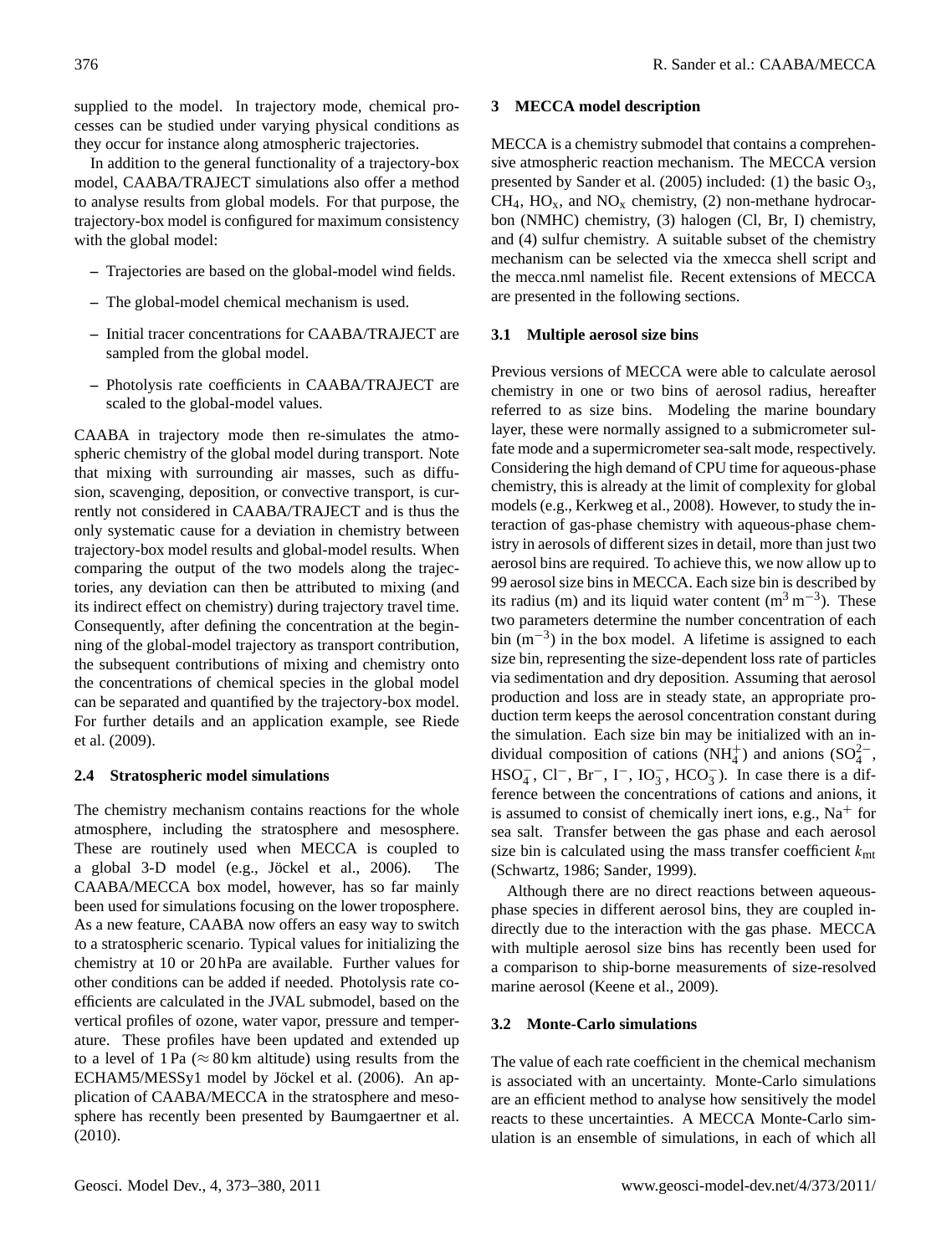supplied to the model. In trajectory mode, chemical processes can be studied under varying physical conditions as they occur for instance along atmospheric trajectories.

In addition to the general functionality of a trajectory-box model, CAABA/TRAJECT simulations also offer a method to analyse results from global models. For that purpose, the trajectory-box model is configured for maximum consistency with the global model:

- Trajectories are based on the global-model wind fields.
- The global-model chemical mechanism is used.
- Initial tracer concentrations for CAABA/TRAJECT are sampled from the global model.
- Photolysis rate coefficients in CAABA/TRAJECT are scaled to the global-model values.

CAABA in trajectory mode then re-simulates the atmospheric chemistry of the global model during transport. Note that mixing with surrounding air masses, such as diffusion, scavenging, deposition, or convective transport, is currently not considered in CAABA/TRAJECT and is thus the only systematic cause for a deviation in chemistry between trajectory-box model results and global-model results. When comparing the output of the two models along the trajectories, any deviation can then be attributed to mixing (and its indirect effect on chemistry) during trajectory travel time. Consequently, after defining the concentration at the beginning of the global-model trajectory as transport contribution, the subsequent contributions of mixing and chemistry onto the concentrations of chemical species in the global model can be separated and quantified by the trajectory-box model. For further details and an application example, see Riede et al. (2009).

### 2.4 Stratospheric model simulations

The chemistry mechanism contains reactions for the whole atmosphere, including the stratosphere and mesosphere. These are routinely used when MECCA is coupled to a global 3-D model (e.g., Jöckel et al., 2006). The CAABA/MECCA box model, however, has so far mainly been used for simulations focusing on the lower troposphere. As a new feature, CAABA now offers an easy way to switch to a stratospheric scenario. Typical values for initializing the chemistry at 10 or 20 hPa are available. Further values for other conditions can be added if needed. Photolysis rate coefficients are calculated in the JVAL submodel, based on the vertical profiles of ozone, water vapor, pressure and temperature. These profiles have been updated and extended up to a level of 1 Pa ($\approx$ 80 km altitude) using results from the ECHAM5/MESSy1 model by Jöckel et al. (2006). An application of CAABA/MECCA in the stratosphere and mesosphere has recently been presented by Baumgaertner et al. (2010).

## 3 MECCA model description

MECCA is a chemistry submodel that contains a comprehensive atmospheric reaction mechanism. The MECCA version presented by Sander et al. (2005) included: (1) the basic $O_3$, $CH_4$, $HO_x$, and $NO_x$ chemistry, (2) non-methane hydrocarbon (NMHC) chemistry, (3) halogen (Cl, Br, I) chemistry, and (4) sulfur chemistry. A suitable subset of the chemistry mechanism can be selected via the xmecca shell script and the mecca.nml namelist file. Recent extensions of MECCA are presented in the following sections.

### 3.1 Multiple aerosol size bins

Previous versions of MECCA were able to calculate aerosol chemistry in one or two bins of aerosol radius, hereafter referred to as size bins. Modeling the marine boundary layer, these were normally assigned to a submicrometer sulfate mode and a supermicrometer sea-salt mode, respectively. Considering the high demand of CPU time for aqueous-phase chemistry, this is already at the limit of complexity for global models (e.g., Kerkweg et al., 2008). However, to study the interaction of gas-phase chemistry with aqueous-phase chemistry in aerosols of different sizes in detail, more than just two aerosol bins are required. To achieve this, we now allow up to 99 aerosol size bins in MECCA. Each size bin is described by its radius (m) and its liquid water content ($m^3\,m^{-3}$). These two parameters determine the number concentration of each bin ($m^{-3}$) in the box model. A lifetime is assigned to each size bin, representing the size-dependent loss rate of particles via sedimentation and dry deposition. Assuming that aerosol production and loss are in steady state, an appropriate production term keeps the aerosol concentration constant during the simulation. Each size bin may be initialized with an individual composition of cations ($NH_4^+$) and anions ($SO_4^{2-}$, $HSO_4^-$, $Cl^-$, $Br^-$, $I^-$, $IO_3^-$, $HCO_3^-$). In case there is a difference between the concentrations of cations and anions, it is assumed to consist of chemically inert ions, e.g., $Na^+$ for sea salt. Transfer between the gas phase and each aerosol size bin is calculated using the mass transfer coefficient $k_{mt}$ (Schwartz, 1986; Sander, 1999).

Although there are no direct reactions between aqueous-phase species in different aerosol bins, they are coupled indirectly due to the interaction with the gas phase. MECCA with multiple aerosol size bins has recently been used for a comparison to ship-borne measurements of size-resolved marine aerosol (Keene et al., 2009).

### 3.2 Monte-Carlo simulations

The value of each rate coefficient in the chemical mechanism is associated with an uncertainty. Monte-Carlo simulations are an efficient method to analyse how sensitively the model reacts to these uncertainties. A MECCA Monte-Carlo simulation is an ensemble of simulations, in each of which all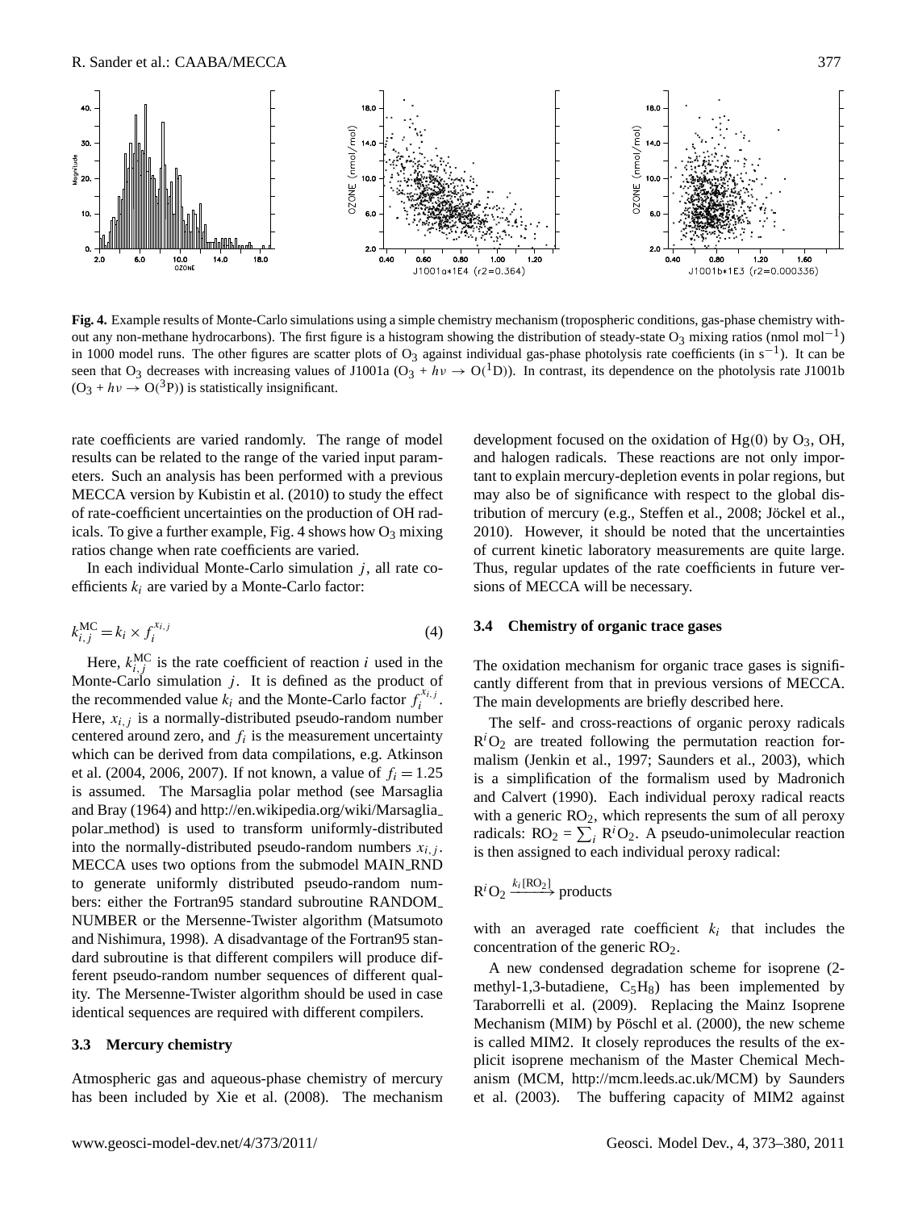**Fig. 4.** Example results of Monte-Carlo simulations using a simple chemistry mechanism (tropospheric conditions, gas-phase chemistry without any non-methane hydrocarbons). The first figure is a histogram showing the distribution of steady-state $O_3$ mixing ratios (nmol mol$^{-1}$) in 1000 model runs. The other figures are scatter plots of $O_3$ against individual gas-phase photolysis rate coefficients (in s$^{-1}$). It can be seen that $O_3$ decreases with increasing values of J1001a ($O_3 + h\nu \rightarrow O(^1D)$). In contrast, its dependence on the photolysis rate J1001b ($O_3 + h\nu \rightarrow O(^3P)$) is statistically insignificant.

rate coefficients are varied randomly. The range of model results can be related to the range of the varied input parameters. Such an analysis has been performed with a previous MECCA version by Kubistin et al. (2010) to study the effect of rate-coefficient uncertainties on the production of OH radicals. To give a further example, Fig. 4 shows how $O_3$ mixing ratios change when rate coefficients are varied.

In each individual Monte-Carlo simulation $j$, all rate coefficients $k_i$ are varied by a Monte-Carlo factor:

$$k_{i,j}^{\text{MC}} = k_i \times f_i^{x_{i,j}} \tag{4}$$

Here, $k_{i,j}^{\text{MC}}$ is the rate coefficient of reaction $i$ used in the Monte-Carlo simulation $j$. It is defined as the product of the recommended value $k_i$ and the Monte-Carlo factor $f_i^{x_{i,j}}$. Here, $x_{i,j}$ is a normally-distributed pseudo-random number centered around zero, and $f_i$ is the measurement uncertainty which can be derived from data compilations, e.g. Atkinson et al. (2004, 2006, 2007). If not known, a value of $f_i = 1.25$ is assumed. The Marsaglia polar method (see Marsaglia and Bray (1964) and http://en.wikipedia.org/wiki/Marsaglia_polar_method) is used to transform uniformly-distributed into the normally-distributed pseudo-random numbers $x_{i,j}$. MECCA uses two options from the submodel MAIN_RND to generate uniformly distributed pseudo-random numbers: either the Fortran95 standard subroutine RANDOM_NUMBER or the Mersenne-Twister algorithm (Matsumoto and Nishimura, 1998). A disadvantage of the Fortran95 standard subroutine is that different compilers will produce different pseudo-random number sequences of different quality. The Mersenne-Twister algorithm should be used in case identical sequences are required with different compilers.

### 3.3 Mercury chemistry

Atmospheric gas and aqueous-phase chemistry of mercury has been included by Xie et al. (2008). The mechanism development focused on the oxidation of Hg(0) by $O_3$, OH, and halogen radicals. These reactions are not only important to explain mercury-depletion events in polar regions, but may also be of significance with respect to the global distribution of mercury (e.g., Steffen et al., 2008; Jöckel et al., 2010). However, it should be noted that the uncertainties of current kinetic laboratory measurements are quite large. Thus, regular updates of the rate coefficients in future versions of MECCA will be necessary.

### 3.4 Chemistry of organic trace gases

The oxidation mechanism for organic trace gases is significantly different from that in previous versions of MECCA. The main developments are briefly described here.

The self- and cross-reactions of organic peroxy radicals $R^iO_2$ are treated following the permutation reaction formalism (Jenkin et al., 1997; Saunders et al., 2003), which is a simplification of the formalism used by Madronich and Calvert (1990). Each individual peroxy radical reacts with a generic $RO_2$, which represents the sum of all peroxy radicals: $RO_2 = \sum_i R^iO_2$. A pseudo-unimolecular reaction is then assigned to each individual peroxy radical:

$$R^iO_2 \xrightarrow{k_i[RO_2]} \text{products}$$

with an averaged rate coefficient $k_i$ that includes the concentration of the generic $RO_2$.

A new condensed degradation scheme for isoprene (2-methyl-1,3-butadiene, $C_5H_8$) has been implemented by Taraborrelli et al. (2009). Replacing the Mainz Isoprene Mechanism (MIM) by Pöschl et al. (2000), the new scheme is called MIM2. It closely reproduces the results of the explicit isoprene mechanism of the Master Chemical Mechanism (MCM, http://mcm.leeds.ac.uk/MCM) by Saunders et al. (2003). The buffering capacity of MIM2 against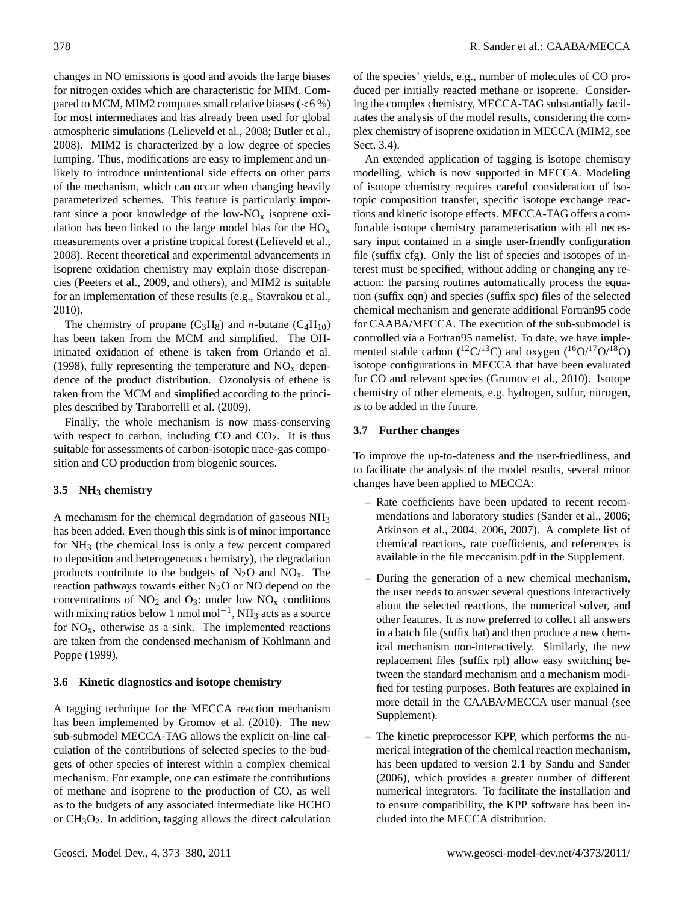changes in NO emissions is good and avoids the large biases for nitrogen oxides which are characteristic for MIM. Compared to MCM, MIM2 computes small relative biases (<6 %) for most intermediates and has already been used for global atmospheric simulations (Lelieveld et al., 2008; Butler et al., 2008). MIM2 is characterized by a low degree of species lumping. Thus, modifications are easy to implement and unlikely to introduce unintentional side effects on other parts of the mechanism, which can occur when changing heavily parameterized schemes. This feature is particularly important since a poor knowledge of the low-$NO_x$ isoprene oxidation has been linked to the large model bias for the $HO_x$ measurements over a pristine tropical forest (Lelieveld et al., 2008). Recent theoretical and experimental advancements in isoprene oxidation chemistry may explain those discrepancies (Peeters et al., 2009, and others), and MIM2 is suitable for an implementation of these results (e.g., Stavrakou et al., 2010).

The chemistry of propane ($C_3H_8$) and *n*-butane ($C_4H_{10}$) has been taken from the MCM and simplified. The OH-initiated oxidation of ethene is taken from Orlando et al. (1998), fully representing the temperature and $NO_x$ dependence of the product distribution. Ozonolysis of ethene is taken from the MCM and simplified according to the principles described by Taraborrelli et al. (2009).

Finally, the whole mechanism is now mass-conserving with respect to carbon, including CO and $CO_2$. It is thus suitable for assessments of carbon-isotopic trace-gas composition and CO production from biogenic sources.

### 3.5 $NH_3$ chemistry

A mechanism for the chemical degradation of gaseous $NH_3$ has been added. Even though this sink is of minor importance for $NH_3$ (the chemical loss is only a few percent compared to deposition and heterogeneous chemistry), the degradation products contribute to the budgets of $N_2O$ and $NO_x$. The reaction pathways towards either $N_2O$ or NO depend on the concentrations of $NO_2$ and $O_3$: under low $NO_x$ conditions with mixing ratios below 1 nmol $mol^{-1}$, $NH_3$ acts as a source for $NO_x$, otherwise as a sink. The implemented reactions are taken from the condensed mechanism of Kohlmann and Poppe (1999).

### 3.6 Kinetic diagnostics and isotope chemistry

A tagging technique for the MECCA reaction mechanism has been implemented by Gromov et al. (2010). The new sub-submodel MECCA-TAG allows the explicit on-line calculation of the contributions of selected species to the budgets of other species of interest within a complex chemical mechanism. For example, one can estimate the contributions of methane and isoprene to the production of CO, as well as to the budgets of any associated intermediate like HCHO or $CH_3O_2$. In addition, tagging allows the direct calculation of the species' yields, e.g., number of molecules of CO produced per initially reacted methane or isoprene. Considering the complex chemistry, MECCA-TAG substantially facilitates the analysis of the model results, considering the complex chemistry of isoprene oxidation in MECCA (MIM2, see Sect. 3.4).

An extended application of tagging is isotope chemistry modelling, which is now supported in MECCA. Modeling of isotope chemistry requires careful consideration of isotopic composition transfer, specific isotope exchange reactions and kinetic isotope effects. MECCA-TAG offers a comfortable isotope chemistry parameterisation with all necessary input contained in a single user-friendly configuration file (suffix cfg). Only the list of species and isotopes of interest must be specified, without adding or changing any reaction: the parsing routines automatically process the equation (suffix eqn) and species (suffix spc) files of the selected chemical mechanism and generate additional Fortran95 code for CAABA/MECCA. The execution of the sub-submodel is controlled via a Fortran95 namelist. To date, we have implemented stable carbon ($^{12}C/^{13}C$) and oxygen ($^{16}O/^{17}O/^{18}O$) isotope configurations in MECCA that have been evaluated for CO and relevant species (Gromov et al., 2010). Isotope chemistry of other elements, e.g. hydrogen, sulfur, nitrogen, is to be added in the future.

### 3.7 Further changes

To improve the up-to-dateness and the user-friedliness, and to facilitate the analysis of the model results, several minor changes have been applied to MECCA:

- Rate coefficients have been updated to recent recommendations and laboratory studies (Sander et al., 2006; Atkinson et al., 2004, 2006, 2007). A complete list of chemical reactions, rate coefficients, and references is available in the file meccanism.pdf in the Supplement.
- During the generation of a new chemical mechanism, the user needs to answer several questions interactively about the selected reactions, the numerical solver, and other features. It is now preferred to collect all answers in a batch file (suffix bat) and then produce a new chemical mechanism non-interactively. Similarly, the new replacement files (suffix rpl) allow easy switching between the standard mechanism and a mechanism modified for testing purposes. Both features are explained in more detail in the CAABA/MECCA user manual (see Supplement).
- The kinetic preprocessor KPP, which performs the numerical integration of the chemical reaction mechanism, has been updated to version 2.1 by Sandu and Sander (2006), which provides a greater number of different numerical integrators. To facilitate the installation and to ensure compatibility, the KPP software has been included into the MECCA distribution.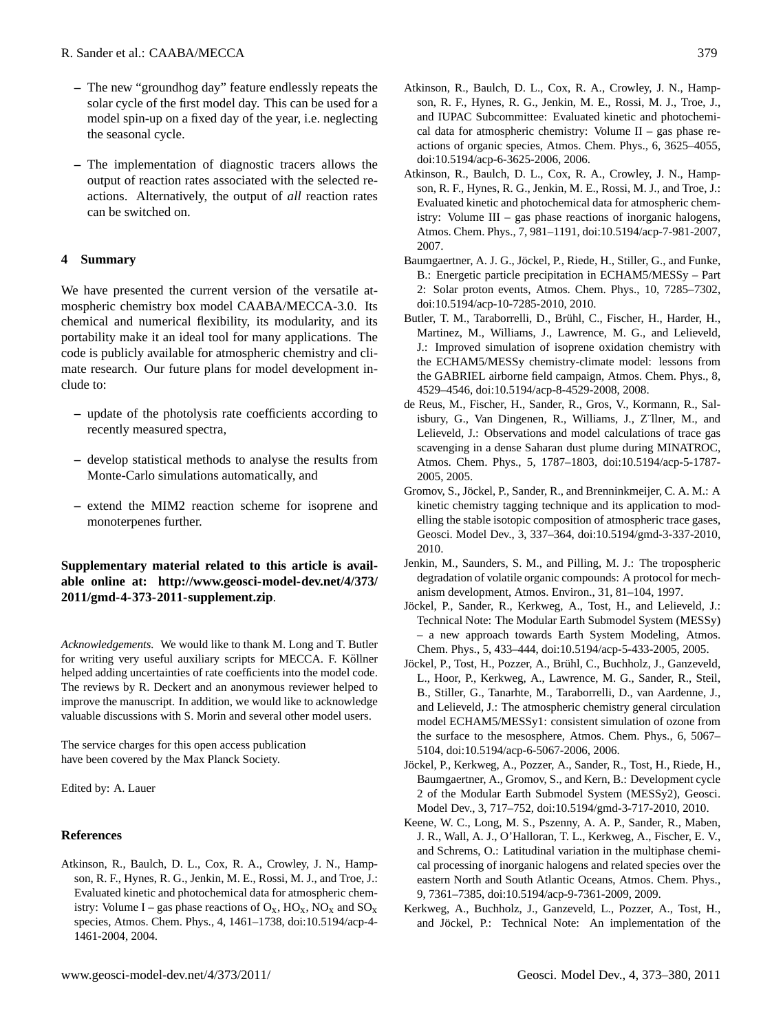- The new "groundhog day" feature endlessly repeats the solar cycle of the first model day. This can be used for a model spin-up on a fixed day of the year, i.e. neglecting the seasonal cycle.

- The implementation of diagnostic tracers allows the output of reaction rates associated with the selected reactions. Alternatively, the output of *all* reaction rates can be switched on.

## 4 Summary

We have presented the current version of the versatile atmospheric chemistry box model CAABA/MECCA-3.0. Its chemical and numerical flexibility, its modularity, and its portability make it an ideal tool for many applications. The code is publicly available for atmospheric chemistry and climate research. Our future plans for model development include to:

- update of the photolysis rate coefficients according to recently measured spectra,

- develop statistical methods to analyse the results from Monte-Carlo simulations automatically, and

- extend the MIM2 reaction scheme for isoprene and monoterpenes further.

**Supplementary material related to this article is available online at: http://www.geosci-model-dev.net/4/373/2011/gmd-4-373-2011-supplement.zip**.

*Acknowledgements.* We would like to thank M. Long and T. Butler for writing very useful auxiliary scripts for MECCA. F. Köllner helped adding uncertainties of rate coefficients into the model code. The reviews by R. Deckert and an anonymous reviewer helped to improve the manuscript. In addition, we would like to acknowledge valuable discussions with S. Morin and several other model users.

The service charges for this open access publication have been covered by the Max Planck Society.

Edited by: A. Lauer

## References

Atkinson, R., Baulch, D. L., Cox, R. A., Crowley, J. N., Hampson, R. F., Hynes, R. G., Jenkin, M. E., Rossi, M. J., and Troe, J.: Evaluated kinetic and photochemical data for atmospheric chemistry: Volume I – gas phase reactions of $O_x$, $HO_x$, $NO_x$ and $SO_x$ species, Atmos. Chem. Phys., 4, 1461–1738, doi:10.5194/acp-4-1461-2004, 2004.

Atkinson, R., Baulch, D. L., Cox, R. A., Crowley, J. N., Hampson, R. F., Hynes, R. G., Jenkin, M. E., Rossi, M. J., Troe, J., and IUPAC Subcommittee: Evaluated kinetic and photochemical data for atmospheric chemistry: Volume II – gas phase reactions of organic species, Atmos. Chem. Phys., 6, 3625–4055, doi:10.5194/acp-6-3625-2006, 2006.

Atkinson, R., Baulch, D. L., Cox, R. A., Crowley, J. N., Hampson, R. F., Hynes, R. G., Jenkin, M. E., Rossi, M. J., and Troe, J.: Evaluated kinetic and photochemical data for atmospheric chemistry: Volume III – gas phase reactions of inorganic halogens, Atmos. Chem. Phys., 7, 981–1191, doi:10.5194/acp-7-981-2007, 2007.

Baumgaertner, A. J. G., Jöckel, P., Riede, H., Stiller, G., and Funke, B.: Energetic particle precipitation in ECHAM5/MESSy – Part 2: Solar proton events, Atmos. Chem. Phys., 10, 7285–7302, doi:10.5194/acp-10-7285-2010, 2010.

Butler, T. M., Taraborrelli, D., Brühl, C., Fischer, H., Harder, H., Martinez, M., Williams, J., Lawrence, M. G., and Lelieveld, J.: Improved simulation of isoprene oxidation chemistry with the ECHAM5/MESSy chemistry-climate model: lessons from the GABRIEL airborne field campaign, Atmos. Chem. Phys., 8, 4529–4546, doi:10.5194/acp-8-4529-2008, 2008.

de Reus, M., Fischer, H., Sander, R., Gros, V., Kormann, R., Salisbury, G., Van Dingenen, R., Williams, J., Z¨llner, M., and Lelieveld, J.: Observations and model calculations of trace gas scavenging in a dense Saharan dust plume during MINATROC, Atmos. Chem. Phys., 5, 1787–1803, doi:10.5194/acp-5-1787-2005, 2005.

Gromov, S., Jöckel, P., Sander, R., and Brenninkmeijer, C. A. M.: A kinetic chemistry tagging technique and its application to modelling the stable isotopic composition of atmospheric trace gases, Geosci. Model Dev., 3, 337–364, doi:10.5194/gmd-3-337-2010, 2010.

Jenkin, M., Saunders, S. M., and Pilling, M. J.: The tropospheric degradation of volatile organic compounds: A protocol for mechanism development, Atmos. Environ., 31, 81–104, 1997.

Jöckel, P., Sander, R., Kerkweg, A., Tost, H., and Lelieveld, J.: Technical Note: The Modular Earth Submodel System (MESSy) – a new approach towards Earth System Modeling, Atmos. Chem. Phys., 5, 433–444, doi:10.5194/acp-5-433-2005, 2005.

Jöckel, P., Tost, H., Pozzer, A., Brühl, C., Buchholz, J., Ganzeveld, L., Hoor, P., Kerkweg, A., Lawrence, M. G., Sander, R., Steil, B., Stiller, G., Tanarhte, M., Taraborrelli, D., van Aardenne, J., and Lelieveld, J.: The atmospheric chemistry general circulation model ECHAM5/MESSy1: consistent simulation of ozone from the surface to the mesosphere, Atmos. Chem. Phys., 6, 5067–5104, doi:10.5194/acp-6-5067-2006, 2006.

Jöckel, P., Kerkweg, A., Pozzer, A., Sander, R., Tost, H., Riede, H., Baumgaertner, A., Gromov, S., and Kern, B.: Development cycle 2 of the Modular Earth Submodel System (MESSy2), Geosci. Model Dev., 3, 717–752, doi:10.5194/gmd-3-717-2010, 2010.

Keene, W. C., Long, M. S., Pszenny, A. A. P., Sander, R., Maben, J. R., Wall, A. J., O'Halloran, T. L., Kerkweg, A., Fischer, E. V., and Schrems, O.: Latitudinal variation in the multiphase chemical processing of inorganic halogens and related species over the eastern North and South Atlantic Oceans, Atmos. Chem. Phys., 9, 7361–7385, doi:10.5194/acp-9-7361-2009, 2009.

Kerkweg, A., Buchholz, J., Ganzeveld, L., Pozzer, A., Tost, H., and Jöckel, P.: Technical Note: An implementation of the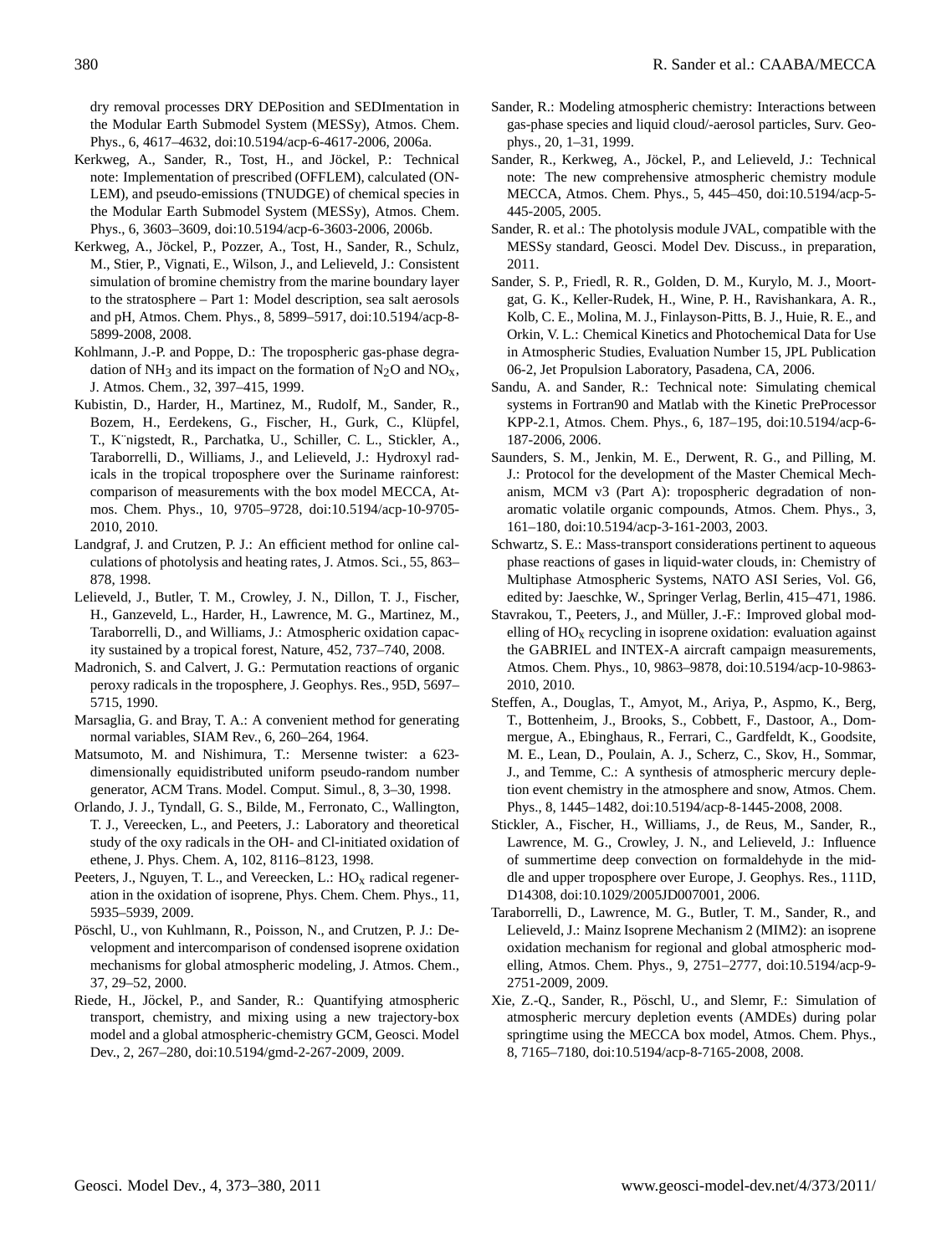dry removal processes DRY DEPosition and SEDImentation in the Modular Earth Submodel System (MESSy), Atmos. Chem. Phys., 6, 4617–4632, doi:10.5194/acp-6-4617-2006, 2006a.

Kerkweg, A., Sander, R., Tost, H., and Jöckel, P.: Technical note: Implementation of prescribed (OFFLEM), calculated (ONLEM), and pseudo-emissions (TNUDGE) of chemical species in the Modular Earth Submodel System (MESSy), Atmos. Chem. Phys., 6, 3603–3609, doi:10.5194/acp-6-3603-2006, 2006b.

Kerkweg, A., Jöckel, P., Pozzer, A., Tost, H., Sander, R., Schulz, M., Stier, P., Vignati, E., Wilson, J., and Lelieveld, J.: Consistent simulation of bromine chemistry from the marine boundary layer to the stratosphere – Part 1: Model description, sea salt aerosols and pH, Atmos. Chem. Phys., 8, 5899–5917, doi:10.5194/acp-8-5899-2008, 2008.

Kohlmann, J.-P. and Poppe, D.: The tropospheric gas-phase degradation of $NH_3$ and its impact on the formation of $N_2O$ and $NO_x$, J. Atmos. Chem., 32, 397–415, 1999.

Kubistin, D., Harder, H., Martinez, M., Rudolf, M., Sander, R., Bozem, H., Eerdekens, G., Fischer, H., Gurk, C., Klüpfel, T., K¨nigstedt, R., Parchatka, U., Schiller, C. L., Stickler, A., Taraborrelli, D., Williams, J., and Lelieveld, J.: Hydroxyl radicals in the tropical troposphere over the Suriname rainforest: comparison of measurements with the box model MECCA, Atmos. Chem. Phys., 10, 9705–9728, doi:10.5194/acp-10-9705-2010, 2010.

Landgraf, J. and Crutzen, P. J.: An efficient method for online calculations of photolysis and heating rates, J. Atmos. Sci., 55, 863–878, 1998.

Lelieveld, J., Butler, T. M., Crowley, J. N., Dillon, T. J., Fischer, H., Ganzeveld, L., Harder, H., Lawrence, M. G., Martinez, M., Taraborrelli, D., and Williams, J.: Atmospheric oxidation capacity sustained by a tropical forest, Nature, 452, 737–740, 2008.

Madronich, S. and Calvert, J. G.: Permutation reactions of organic peroxy radicals in the troposphere, J. Geophys. Res., 95D, 5697–5715, 1990.

Marsaglia, G. and Bray, T. A.: A convenient method for generating normal variables, SIAM Rev., 6, 260–264, 1964.

Matsumoto, M. and Nishimura, T.: Mersenne twister: a 623-dimensionally equidistributed uniform pseudo-random number generator, ACM Trans. Model. Comput. Simul., 8, 3–30, 1998.

Orlando, J. J., Tyndall, G. S., Bilde, M., Ferronato, C., Wallington, T. J., Vereecken, L., and Peeters, J.: Laboratory and theoretical study of the oxy radicals in the OH- and Cl-initiated oxidation of ethene, J. Phys. Chem. A, 102, 8116–8123, 1998.

Peeters, J., Nguyen, T. L., and Vereecken, L.: $HO_x$ radical regeneration in the oxidation of isoprene, Phys. Chem. Chem. Phys., 11, 5935–5939, 2009.

Pöschl, U., von Kuhlmann, R., Poisson, N., and Crutzen, P. J.: Development and intercomparison of condensed isoprene oxidation mechanisms for global atmospheric modeling, J. Atmos. Chem., 37, 29–52, 2000.

Riede, H., Jöckel, P., and Sander, R.: Quantifying atmospheric transport, chemistry, and mixing using a new trajectory-box model and a global atmospheric-chemistry GCM, Geosci. Model Dev., 2, 267–280, doi:10.5194/gmd-2-267-2009, 2009.

Sander, R.: Modeling atmospheric chemistry: Interactions between gas-phase species and liquid cloud/-aerosol particles, Surv. Geophys., 20, 1–31, 1999.

Sander, R., Kerkweg, A., Jöckel, P., and Lelieveld, J.: Technical note: The new comprehensive atmospheric chemistry module MECCA, Atmos. Chem. Phys., 5, 445–450, doi:10.5194/acp-5-445-2005, 2005.

Sander, R. et al.: The photolysis module JVAL, compatible with the MESSy standard, Geosci. Model Dev. Discuss., in preparation, 2011.

Sander, S. P., Friedl, R. R., Golden, D. M., Kurylo, M. J., Moortgat, G. K., Keller-Rudek, H., Wine, P. H., Ravishankara, A. R., Kolb, C. E., Molina, M. J., Finlayson-Pitts, B. J., Huie, R. E., and Orkin, V. L.: Chemical Kinetics and Photochemical Data for Use in Atmospheric Studies, Evaluation Number 15, JPL Publication 06-2, Jet Propulsion Laboratory, Pasadena, CA, 2006.

Sandu, A. and Sander, R.: Technical note: Simulating chemical systems in Fortran90 and Matlab with the Kinetic PreProcessor KPP-2.1, Atmos. Chem. Phys., 6, 187–195, doi:10.5194/acp-6-187-2006, 2006.

Saunders, S. M., Jenkin, M. E., Derwent, R. G., and Pilling, M. J.: Protocol for the development of the Master Chemical Mechanism, MCM v3 (Part A): tropospheric degradation of non-aromatic volatile organic compounds, Atmos. Chem. Phys., 3, 161–180, doi:10.5194/acp-3-161-2003, 2003.

Schwartz, S. E.: Mass-transport considerations pertinent to aqueous phase reactions of gases in liquid-water clouds, in: Chemistry of Multiphase Atmospheric Systems, NATO ASI Series, Vol. G6, edited by: Jaeschke, W., Springer Verlag, Berlin, 415–471, 1986.

Stavrakou, T., Peeters, J., and Müller, J.-F.: Improved global modelling of $HO_x$ recycling in isoprene oxidation: evaluation against the GABRIEL and INTEX-A aircraft campaign measurements, Atmos. Chem. Phys., 10, 9863–9878, doi:10.5194/acp-10-9863-2010, 2010.

Steffen, A., Douglas, T., Amyot, M., Ariya, P., Aspmo, K., Berg, T., Bottenheim, J., Brooks, S., Cobbett, F., Dastoor, A., Dommergue, A., Ebinghaus, R., Ferrari, C., Gardfeldt, K., Goodsite, M. E., Lean, D., Poulain, A. J., Scherz, C., Skov, H., Sommar, J., and Temme, C.: A synthesis of atmospheric mercury depletion event chemistry in the atmosphere and snow, Atmos. Chem. Phys., 8, 1445–1482, doi:10.5194/acp-8-1445-2008, 2008.

Stickler, A., Fischer, H., Williams, J., de Reus, M., Sander, R., Lawrence, M. G., Crowley, J. N., and Lelieveld, J.: Influence of summertime deep convection on formaldehyde in the middle and upper troposphere over Europe, J. Geophys. Res., 111D, D14308, doi:10.1029/2005JD007001, 2006.

Taraborrelli, D., Lawrence, M. G., Butler, T. M., Sander, R., and Lelieveld, J.: Mainz Isoprene Mechanism 2 (MIM2): an isoprene oxidation mechanism for regional and global atmospheric modelling, Atmos. Chem. Phys., 9, 2751–2777, doi:10.5194/acp-9-2751-2009, 2009.

Xie, Z.-Q., Sander, R., Pöschl, U., and Slemr, F.: Simulation of atmospheric mercury depletion events (AMDEs) during polar springtime using the MECCA box model, Atmos. Chem. Phys., 8, 7165–7180, doi:10.5194/acp-8-7165-2008, 2008.